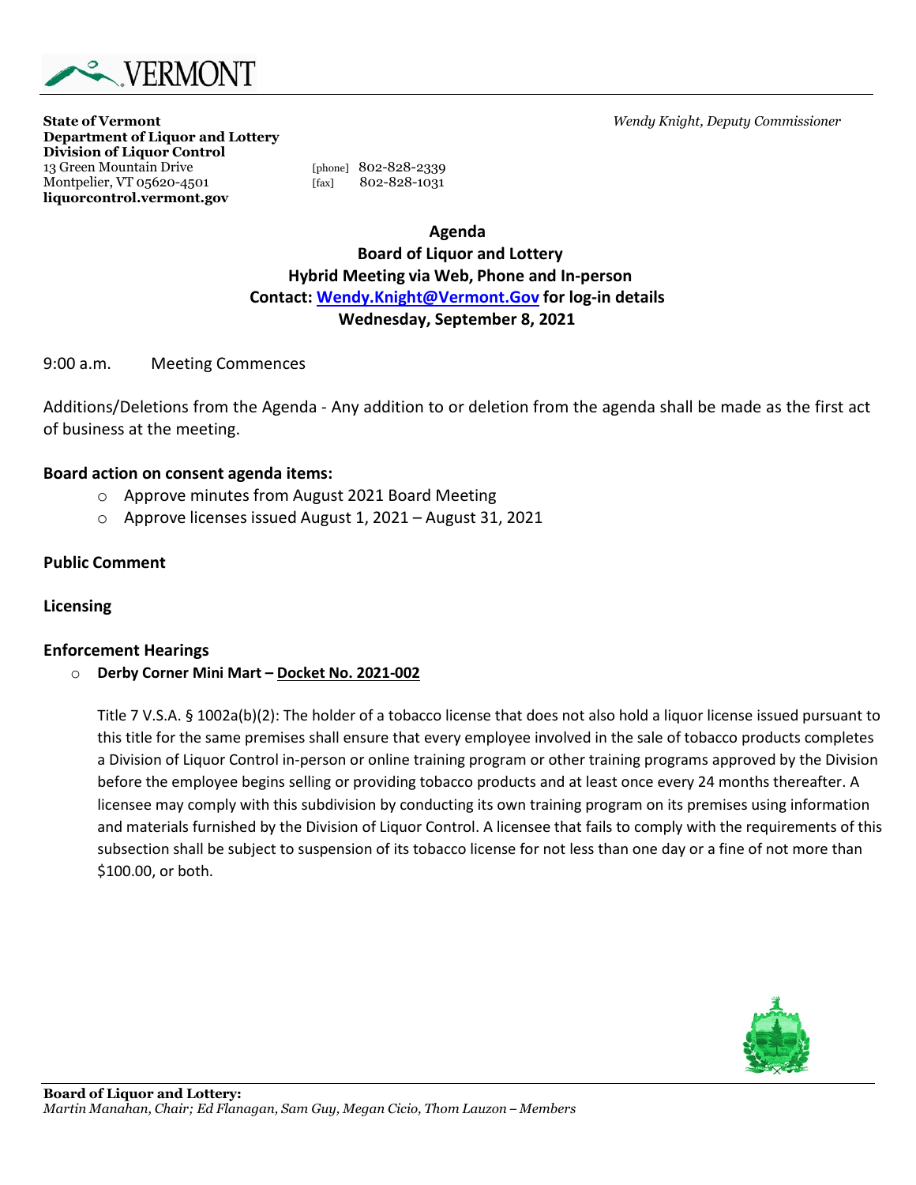**State of Vermont**
**Department of Liquor and Lottery**
**Division of Liquor Control**
13 Green Mountain Drive
Montpelier, VT 05620-4501
**liquorcontrol.vermont.gov**

[phone] 802-828-2339
[fax] 802-828-1031

*Wendy Knight, Deputy Commissioner*

**Agenda**
**Board of Liquor and Lottery**
**Hybrid Meeting via Web, Phone and In-person**
**Contact: Wendy.Knight@Vermont.Gov for log-in details**
**Wednesday, September 8, 2021**

9:00 a.m. Meeting Commences

Additions/Deletions from the Agenda - Any addition to or deletion from the agenda shall be made as the first act of business at the meeting.

**Board action on consent agenda items:**

- Approve minutes from August 2021 Board Meeting
- Approve licenses issued August 1, 2021 – August 31, 2021

**Public Comment**

**Licensing**

**Enforcement Hearings**

- **Derby Corner Mini Mart – Docket No. 2021-002**

  Title 7 V.S.A. § 1002a(b)(2): The holder of a tobacco license that does not also hold a liquor license issued pursuant to this title for the same premises shall ensure that every employee involved in the sale of tobacco products completes a Division of Liquor Control in-person or online training program or other training programs approved by the Division before the employee begins selling or providing tobacco products and at least once every 24 months thereafter. A licensee may comply with this subdivision by conducting its own training program on its premises using information and materials furnished by the Division of Liquor Control. A licensee that fails to comply with the requirements of this subsection shall be subject to suspension of its tobacco license for not less than one day or a fine of not more than $100.00, or both.

**Board of Liquor and Lottery:**
*Martin Manahan, Chair; Ed Flanagan, Sam Guy, Megan Cicio, Thom Lauzon – Members*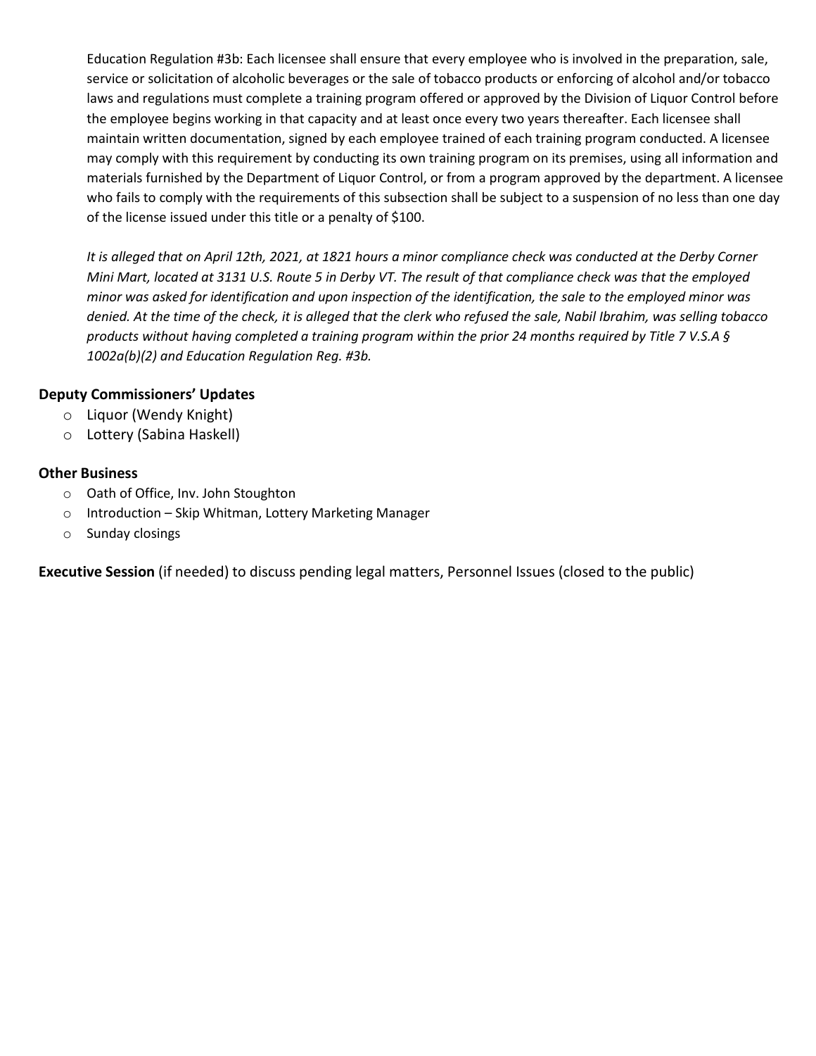Education Regulation #3b: Each licensee shall ensure that every employee who is involved in the preparation, sale, service or solicitation of alcoholic beverages or the sale of tobacco products or enforcing of alcohol and/or tobacco laws and regulations must complete a training program offered or approved by the Division of Liquor Control before the employee begins working in that capacity and at least once every two years thereafter. Each licensee shall maintain written documentation, signed by each employee trained of each training program conducted. A licensee may comply with this requirement by conducting its own training program on its premises, using all information and materials furnished by the Department of Liquor Control, or from a program approved by the department. A licensee who fails to comply with the requirements of this subsection shall be subject to a suspension of no less than one day of the license issued under this title or a penalty of $100.

*It is alleged that on April 12th, 2021, at 1821 hours a minor compliance check was conducted at the Derby Corner Mini Mart, located at 3131 U.S. Route 5 in Derby VT. The result of that compliance check was that the employed minor was asked for identification and upon inspection of the identification, the sale to the employed minor was denied. At the time of the check, it is alleged that the clerk who refused the sale, Nabil Ibrahim, was selling tobacco products without having completed a training program within the prior 24 months required by Title 7 V.S.A § 1002a(b)(2) and Education Regulation Reg. #3b.*

**Deputy Commissioners' Updates**

- Liquor (Wendy Knight)
- Lottery (Sabina Haskell)

**Other Business**

- Oath of Office, Inv. John Stoughton
- Introduction – Skip Whitman, Lottery Marketing Manager
- Sunday closings

**Executive Session** (if needed) to discuss pending legal matters, Personnel Issues (closed to the public)